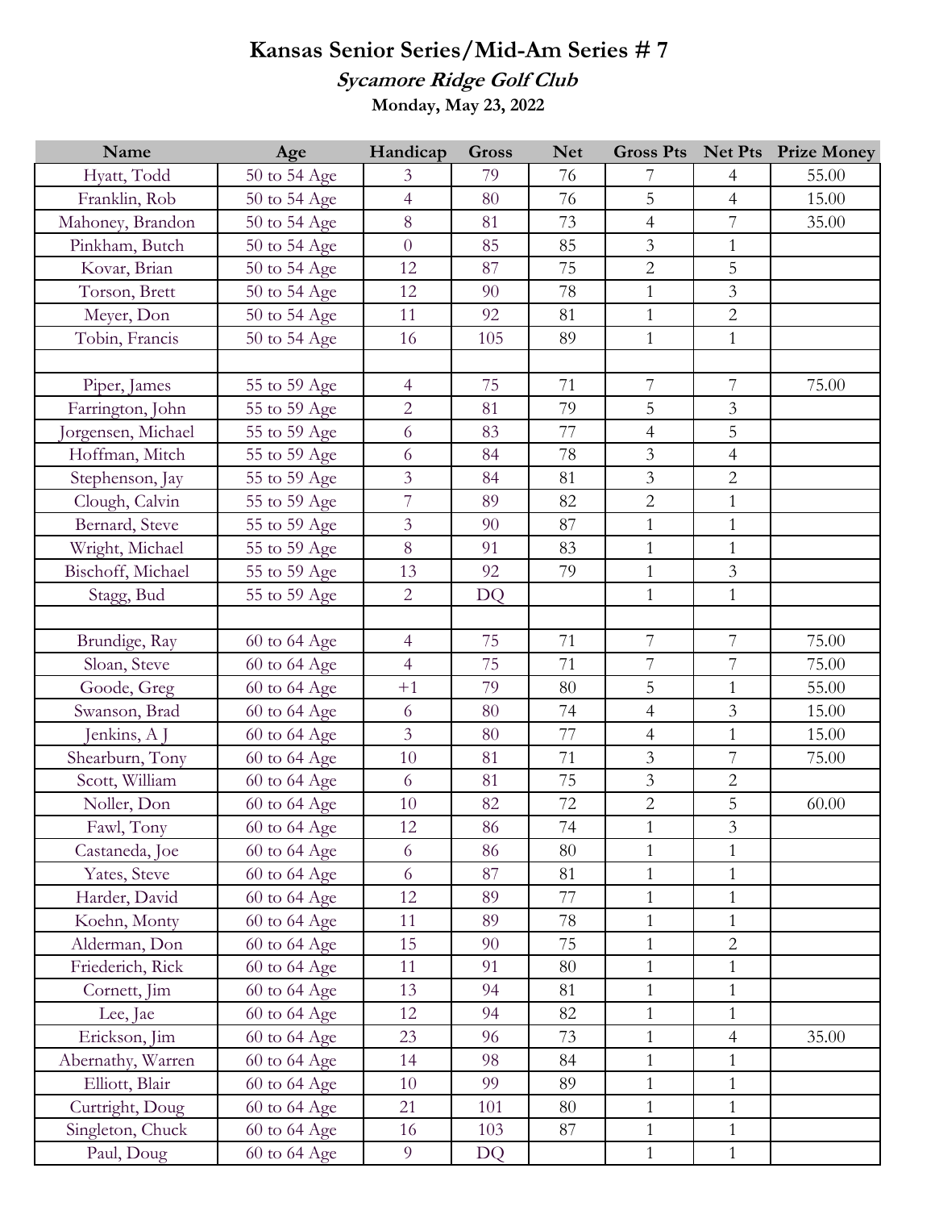# Kansas Senior Series/Mid-Am Series # 7

## *Sycamore Ridge Golf Club*

**Monday, May 23, 2022**

| Name | Age | Handicap | Gross | Net | Gross Pts | Net Pts | Prize Money |
|---|---|---|---|---|---|---|---|
| Hyatt, Todd | 50 to 54 Age | 3 | 79 | 76 | 7 | 4 | 55.00 |
| Franklin, Rob | 50 to 54 Age | 4 | 80 | 76 | 5 | 4 | 15.00 |
| Mahoney, Brandon | 50 to 54 Age | 8 | 81 | 73 | 4 | 7 | 35.00 |
| Pinkham, Butch | 50 to 54 Age | 0 | 85 | 85 | 3 | 1 | |
| Kovar, Brian | 50 to 54 Age | 12 | 87 | 75 | 2 | 5 | |
| Torson, Brett | 50 to 54 Age | 12 | 90 | 78 | 1 | 3 | |
| Meyer, Don | 50 to 54 Age | 11 | 92 | 81 | 1 | 2 | |
| Tobin, Francis | 50 to 54 Age | 16 | 105 | 89 | 1 | 1 | |
| | | | | | | | |
| Piper, James | 55 to 59 Age | 4 | 75 | 71 | 7 | 7 | 75.00 |
| Farrington, John | 55 to 59 Age | 2 | 81 | 79 | 5 | 3 | |
| Jorgensen, Michael | 55 to 59 Age | 6 | 83 | 77 | 4 | 5 | |
| Hoffman, Mitch | 55 to 59 Age | 6 | 84 | 78 | 3 | 4 | |
| Stephenson, Jay | 55 to 59 Age | 3 | 84 | 81 | 3 | 2 | |
| Clough, Calvin | 55 to 59 Age | 7 | 89 | 82 | 2 | 1 | |
| Bernard, Steve | 55 to 59 Age | 3 | 90 | 87 | 1 | 1 | |
| Wright, Michael | 55 to 59 Age | 8 | 91 | 83 | 1 | 1 | |
| Bischoff, Michael | 55 to 59 Age | 13 | 92 | 79 | 1 | 3 | |
| Stagg, Bud | 55 to 59 Age | 2 | DQ | | 1 | 1 | |
| | | | | | | | |
| Brundige, Ray | 60 to 64 Age | 4 | 75 | 71 | 7 | 7 | 75.00 |
| Sloan, Steve | 60 to 64 Age | 4 | 75 | 71 | 7 | 7 | 75.00 |
| Goode, Greg | 60 to 64 Age | +1 | 79 | 80 | 5 | 1 | 55.00 |
| Swanson, Brad | 60 to 64 Age | 6 | 80 | 74 | 4 | 3 | 15.00 |
| Jenkins, A J | 60 to 64 Age | 3 | 80 | 77 | 4 | 1 | 15.00 |
| Shearburn, Tony | 60 to 64 Age | 10 | 81 | 71 | 3 | 7 | 75.00 |
| Scott, William | 60 to 64 Age | 6 | 81 | 75 | 3 | 2 | |
| Noller, Don | 60 to 64 Age | 10 | 82 | 72 | 2 | 5 | 60.00 |
| Fawl, Tony | 60 to 64 Age | 12 | 86 | 74 | 1 | 3 | |
| Castaneda, Joe | 60 to 64 Age | 6 | 86 | 80 | 1 | 1 | |
| Yates, Steve | 60 to 64 Age | 6 | 87 | 81 | 1 | 1 | |
| Harder, David | 60 to 64 Age | 12 | 89 | 77 | 1 | 1 | |
| Koehn, Monty | 60 to 64 Age | 11 | 89 | 78 | 1 | 1 | |
| Alderman, Don | 60 to 64 Age | 15 | 90 | 75 | 1 | 2 | |
| Friederich, Rick | 60 to 64 Age | 11 | 91 | 80 | 1 | 1 | |
| Cornett, Jim | 60 to 64 Age | 13 | 94 | 81 | 1 | 1 | |
| Lee, Jae | 60 to 64 Age | 12 | 94 | 82 | 1 | 1 | |
| Erickson, Jim | 60 to 64 Age | 23 | 96 | 73 | 1 | 4 | 35.00 |
| Abernathy, Warren | 60 to 64 Age | 14 | 98 | 84 | 1 | 1 | |
| Elliott, Blair | 60 to 64 Age | 10 | 99 | 89 | 1 | 1 | |
| Curtright, Doug | 60 to 64 Age | 21 | 101 | 80 | 1 | 1 | |
| Singleton, Chuck | 60 to 64 Age | 16 | 103 | 87 | 1 | 1 | |
| Paul, Doug | 60 to 64 Age | 9 | DQ | | 1 | 1 | |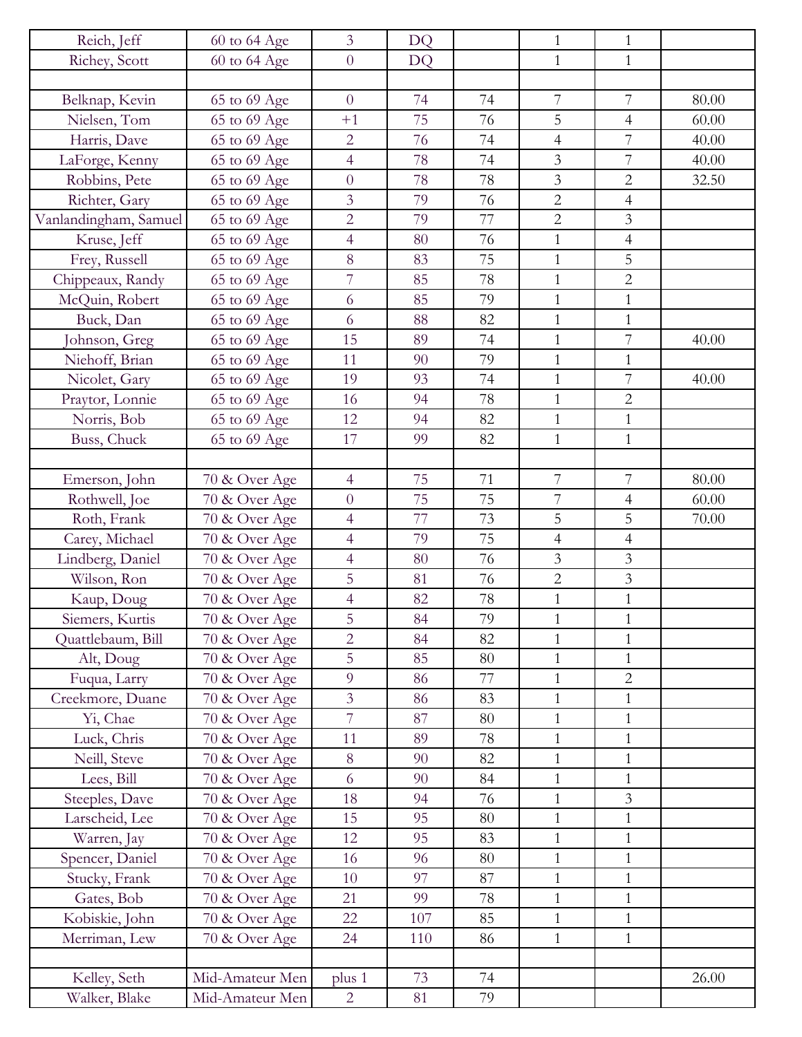| | | | | | | | |
|---|---|---|---|---|---|---|---|
| Reich, Jeff | 60 to 64 Age | 3 | DQ | | 1 | 1 | |
| Richey, Scott | 60 to 64 Age | 0 | DQ | | 1 | 1 | |
| | | | | | | | |
| Belknap, Kevin | 65 to 69 Age | 0 | 74 | 74 | 7 | 7 | 80.00 |
| Nielsen, Tom | 65 to 69 Age | +1 | 75 | 76 | 5 | 4 | 60.00 |
| Harris, Dave | 65 to 69 Age | 2 | 76 | 74 | 4 | 7 | 40.00 |
| LaForge, Kenny | 65 to 69 Age | 4 | 78 | 74 | 3 | 7 | 40.00 |
| Robbins, Pete | 65 to 69 Age | 0 | 78 | 78 | 3 | 2 | 32.50 |
| Richter, Gary | 65 to 69 Age | 3 | 79 | 76 | 2 | 4 | |
| Vanlandingham, Samuel | 65 to 69 Age | 2 | 79 | 77 | 2 | 3 | |
| Kruse, Jeff | 65 to 69 Age | 4 | 80 | 76 | 1 | 4 | |
| Frey, Russell | 65 to 69 Age | 8 | 83 | 75 | 1 | 5 | |
| Chippeaux, Randy | 65 to 69 Age | 7 | 85 | 78 | 1 | 2 | |
| McQuin, Robert | 65 to 69 Age | 6 | 85 | 79 | 1 | 1 | |
| Buck, Dan | 65 to 69 Age | 6 | 88 | 82 | 1 | 1 | |
| Johnson, Greg | 65 to 69 Age | 15 | 89 | 74 | 1 | 7 | 40.00 |
| Niehoff, Brian | 65 to 69 Age | 11 | 90 | 79 | 1 | 1 | |
| Nicolet, Gary | 65 to 69 Age | 19 | 93 | 74 | 1 | 7 | 40.00 |
| Praytor, Lonnie | 65 to 69 Age | 16 | 94 | 78 | 1 | 2 | |
| Norris, Bob | 65 to 69 Age | 12 | 94 | 82 | 1 | 1 | |
| Buss, Chuck | 65 to 69 Age | 17 | 99 | 82 | 1 | 1 | |
| | | | | | | | |
| Emerson, John | 70 & Over Age | 4 | 75 | 71 | 7 | 7 | 80.00 |
| Rothwell, Joe | 70 & Over Age | 0 | 75 | 75 | 7 | 4 | 60.00 |
| Roth, Frank | 70 & Over Age | 4 | 77 | 73 | 5 | 5 | 70.00 |
| Carey, Michael | 70 & Over Age | 4 | 79 | 75 | 4 | 4 | |
| Lindberg, Daniel | 70 & Over Age | 4 | 80 | 76 | 3 | 3 | |
| Wilson, Ron | 70 & Over Age | 5 | 81 | 76 | 2 | 3 | |
| Kaup, Doug | 70 & Over Age | 4 | 82 | 78 | 1 | 1 | |
| Siemers, Kurtis | 70 & Over Age | 5 | 84 | 79 | 1 | 1 | |
| Quattlebaum, Bill | 70 & Over Age | 2 | 84 | 82 | 1 | 1 | |
| Alt, Doug | 70 & Over Age | 5 | 85 | 80 | 1 | 1 | |
| Fuqua, Larry | 70 & Over Age | 9 | 86 | 77 | 1 | 2 | |
| Creekmore, Duane | 70 & Over Age | 3 | 86 | 83 | 1 | 1 | |
| Yi, Chae | 70 & Over Age | 7 | 87 | 80 | 1 | 1 | |
| Luck, Chris | 70 & Over Age | 11 | 89 | 78 | 1 | 1 | |
| Neill, Steve | 70 & Over Age | 8 | 90 | 82 | 1 | 1 | |
| Lees, Bill | 70 & Over Age | 6 | 90 | 84 | 1 | 1 | |
| Steeples, Dave | 70 & Over Age | 18 | 94 | 76 | 1 | 3 | |
| Larscheid, Lee | 70 & Over Age | 15 | 95 | 80 | 1 | 1 | |
| Warren, Jay | 70 & Over Age | 12 | 95 | 83 | 1 | 1 | |
| Spencer, Daniel | 70 & Over Age | 16 | 96 | 80 | 1 | 1 | |
| Stucky, Frank | 70 & Over Age | 10 | 97 | 87 | 1 | 1 | |
| Gates, Bob | 70 & Over Age | 21 | 99 | 78 | 1 | 1 | |
| Kobiskie, John | 70 & Over Age | 22 | 107 | 85 | 1 | 1 | |
| Merriman, Lew | 70 & Over Age | 24 | 110 | 86 | 1 | 1 | |
| | | | | | | | |
| Kelley, Seth | Mid-Amateur Men | plus 1 | 73 | 74 | | | 26.00 |
| Walker, Blake | Mid-Amateur Men | 2 | 81 | 79 | | | |